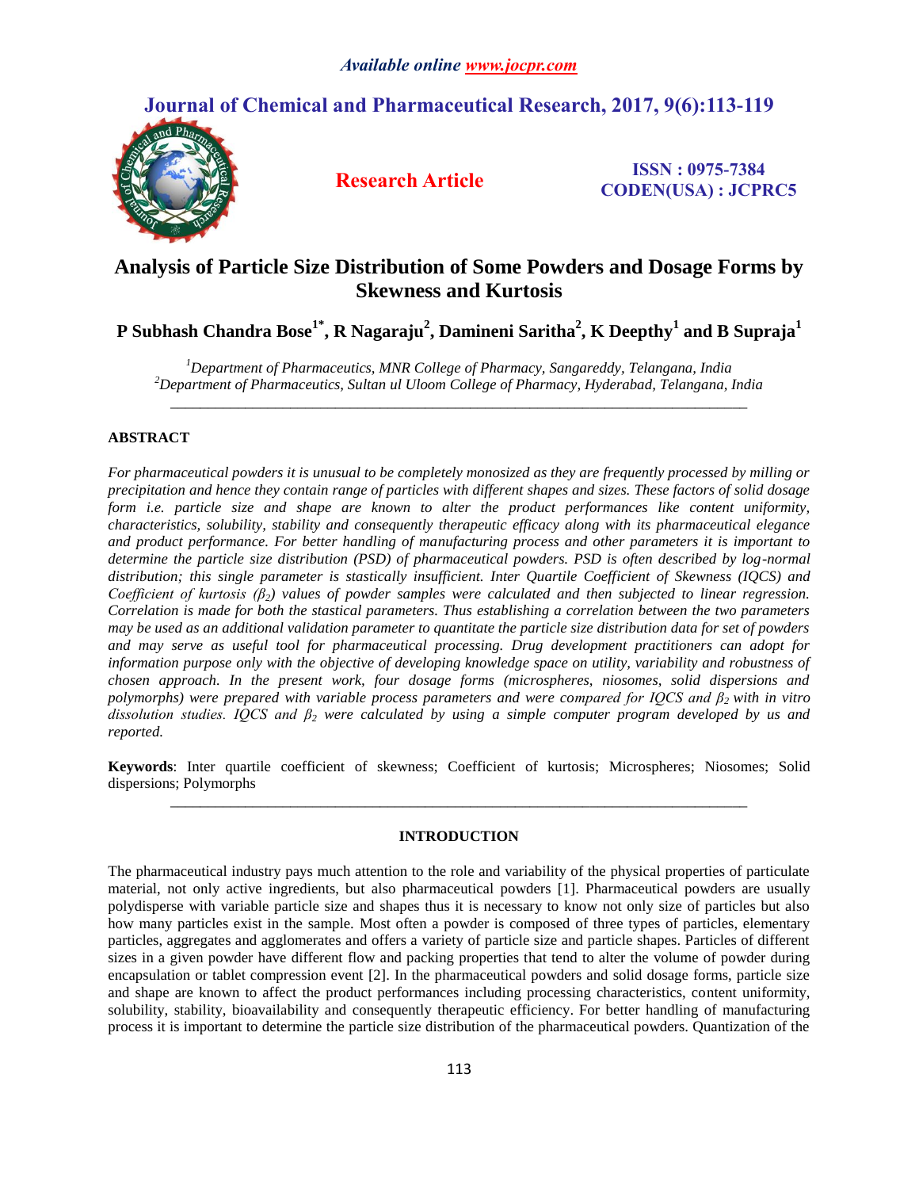*Available online www.jocpr.com*

# Journal of Chemical and Pharmaceutical Research, 2017, 9(6):113-119

**Research Article**

**ISSN : 0975-7384**
**CODEN(USA) : JCPRC5**

# Analysis of Particle Size Distribution of Some Powders and Dosage Forms by Skewness and Kurtosis

**P Subhash Chandra Bose[1*], R Nagaraju[2], Damineni Saritha[2], K Deepthy[1] and B Supraja[1]**

*[1]Department of Pharmaceutics, MNR College of Pharmacy, Sangareddy, Telangana, India*
*[2]Department of Pharmaceutics, Sultan ul Uloom College of Pharmacy, Hyderabad, Telangana, India*

---

## ABSTRACT

*For pharmaceutical powders it is unusual to be completely monosized as they are frequently processed by milling or precipitation and hence they contain range of particles with different shapes and sizes. These factors of solid dosage form i.e. particle size and shape are known to alter the product performances like content uniformity, characteristics, solubility, stability and consequently therapeutic efficacy along with its pharmaceutical elegance and product performance. For better handling of manufacturing process and other parameters it is important to determine the particle size distribution (PSD) of pharmaceutical powders. PSD is often described by log-normal distribution; this single parameter is stastically insufficient. Inter Quartile Coefficient of Skewness (IQCS) and Coefficient of kurtosis ($\beta_2$) values of powder samples were calculated and then subjected to linear regression. Correlation is made for both the stastical parameters. Thus establishing a correlation between the two parameters may be used as an additional validation parameter to quantitate the particle size distribution data for set of powders and may serve as useful tool for pharmaceutical processing. Drug development practitioners can adopt for information purpose only with the objective of developing knowledge space on utility, variability and robustness of chosen approach. In the present work, four dosage forms (microspheres, niosomes, solid dispersions and polymorphs) were prepared with variable process parameters and were compared for IQCS and $\beta_2$ with in vitro dissolution studies. IQCS and $\beta_2$ were calculated by using a simple computer program developed by us and reported.*

**Keywords**: Inter quartile coefficient of skewness; Coefficient of kurtosis; Microspheres; Niosomes; Solid dispersions; Polymorphs

---

## INTRODUCTION

The pharmaceutical industry pays much attention to the role and variability of the physical properties of particulate material, not only active ingredients, but also pharmaceutical powders [1]. Pharmaceutical powders are usually polydisperse with variable particle size and shapes thus it is necessary to know not only size of particles but also how many particles exist in the sample. Most often a powder is composed of three types of particles, elementary particles, aggregates and agglomerates and offers a variety of particle size and particle shapes. Particles of different sizes in a given powder have different flow and packing properties that tend to alter the volume of powder during encapsulation or tablet compression event [2]. In the pharmaceutical powders and solid dosage forms, particle size and shape are known to affect the product performances including processing characteristics, content uniformity, solubility, stability, bioavailability and consequently therapeutic efficiency. For better handling of manufacturing process it is important to determine the particle size distribution of the pharmaceutical powders. Quantization of the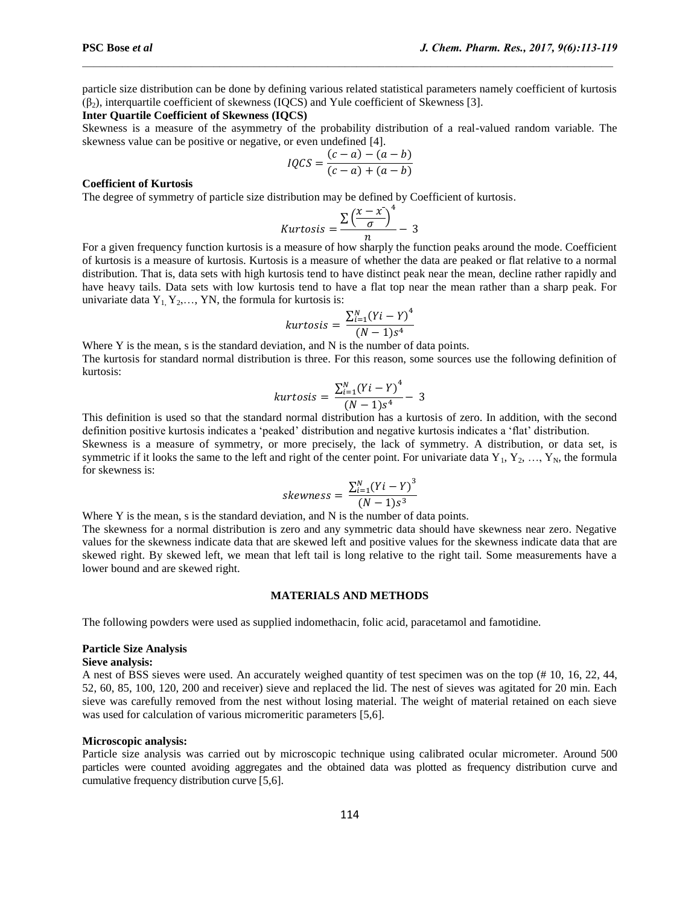particle size distribution can be done by defining various related statistical parameters namely coefficient of kurtosis ($\beta_2$), interquartile coefficient of skewness (IQCS) and Yule coefficient of Skewness [3].

**Inter Quartile Coefficient of Skewness (IQCS)**

Skewness is a measure of the asymmetry of the probability distribution of a real-valued random variable. The skewness value can be positive or negative, or even undefined [4].

$$IQCS = \frac{(c-a)-(a-b)}{(c-a)+(a-b)}$$

**Coefficient of Kurtosis**

The degree of symmetry of particle size distribution may be defined by Coefficient of kurtosis.

$$Kurtosis = \frac{\sum \left(\frac{x-\bar{x}}{\sigma}\right)^4}{n} - 3$$

For a given frequency function kurtosis is a measure of how sharply the function peaks around the mode. Coefficient of kurtosis is a measure of kurtosis. Kurtosis is a measure of whether the data are peaked or flat relative to a normal distribution. That is, data sets with high kurtosis tend to have distinct peak near the mean, decline rather rapidly and have heavy tails. Data sets with low kurtosis tend to have a flat top near the mean rather than a sharp peak. For univariate data $Y_1, Y_2, \ldots,$ YN, the formula for kurtosis is:

$$kurtosis = \frac{\sum_{i=1}^{N}(Yi-Y)^4}{(N-1)s^4}$$

Where Y is the mean, s is the standard deviation, and N is the number of data points.

The kurtosis for standard normal distribution is three. For this reason, some sources use the following definition of kurtosis:

$$kurtosis = \frac{\sum_{i=1}^{N}(Yi-Y)^4}{(N-1)s^4} - 3$$

This definition is used so that the standard normal distribution has a kurtosis of zero. In addition, with the second definition positive kurtosis indicates a 'peaked' distribution and negative kurtosis indicates a 'flat' distribution.

Skewness is a measure of symmetry, or more precisely, the lack of symmetry. A distribution, or data set, is symmetric if it looks the same to the left and right of the center point. For univariate data $Y_1, Y_2, \ldots, Y_N$, the formula for skewness is:

$$skewness = \frac{\sum_{i=1}^{N}(Yi-Y)^3}{(N-1)s^3}$$

Where Y is the mean, s is the standard deviation, and N is the number of data points.

The skewness for a normal distribution is zero and any symmetric data should have skewness near zero. Negative values for the skewness indicate data that are skewed left and positive values for the skewness indicate data that are skewed right. By skewed left, we mean that left tail is long relative to the right tail. Some measurements have a lower bound and are skewed right.

## MATERIALS AND METHODS

The following powders were used as supplied indomethacin, folic acid, paracetamol and famotidine.

### Particle Size Analysis

**Sieve analysis:**

A nest of BSS sieves were used. An accurately weighed quantity of test specimen was on the top (# 10, 16, 22, 44, 52, 60, 85, 100, 120, 200 and receiver) sieve and replaced the lid. The nest of sieves was agitated for 20 min. Each sieve was carefully removed from the nest without losing material. The weight of material retained on each sieve was used for calculation of various micromeritic parameters [5,6].

**Microscopic analysis:**

Particle size analysis was carried out by microscopic technique using calibrated ocular micrometer. Around 500 particles were counted avoiding aggregates and the obtained data was plotted as frequency distribution curve and cumulative frequency distribution curve [5,6].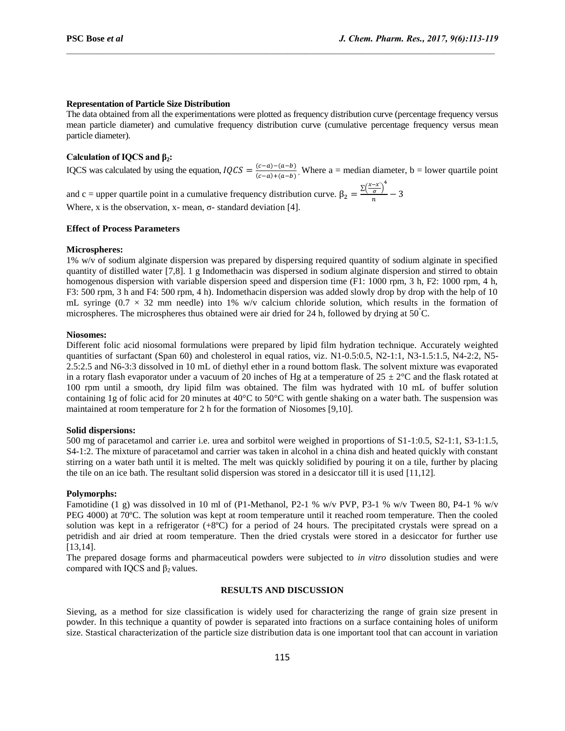### Representation of Particle Size Distribution

The data obtained from all the experimentations were plotted as frequency distribution curve (percentage frequency versus mean particle diameter) and cumulative frequency distribution curve (cumulative percentage frequency versus mean particle diameter).

### Calculation of IQCS and $\beta_2$:

IQCS was calculated by using the equation, $IQCS = \frac{(c-a)-(a-b)}{(c-a)+(a-b)}$. Where a = median diameter, b = lower quartile point and c = upper quartile point in a cumulative frequency distribution curve. $\beta_2 = \frac{\sum\left(\frac{x-x}{\sigma}\right)^4}{n} - 3$

Where, x is the observation, x- mean, σ- standard deviation [4].

### Effect of Process Parameters

**Microspheres:**

1% w/v of sodium alginate dispersion was prepared by dispersing required quantity of sodium alginate in specified quantity of distilled water [7,8]. 1 g Indomethacin was dispersed in sodium alginate dispersion and stirred to obtain homogenous dispersion with variable dispersion speed and dispersion time (F1: 1000 rpm, 3 h, F2: 1000 rpm, 4 h, F3: 500 rpm, 3 h and F4: 500 rpm, 4 h). Indomethacin dispersion was added slowly drop by drop with the help of 10 mL syringe (0.7 × 32 mm needle) into 1% w/v calcium chloride solution, which results in the formation of microspheres. The microspheres thus obtained were air dried for 24 h, followed by drying at 50°C.

**Niosomes:**

Different folic acid niosomal formulations were prepared by lipid film hydration technique. Accurately weighted quantities of surfactant (Span 60) and cholesterol in equal ratios, viz. N1-0.5:0.5, N2-1:1, N3-1.5:1.5, N4-2:2, N5-2.5:2.5 and N6-3:3 dissolved in 10 mL of diethyl ether in a round bottom flask. The solvent mixture was evaporated in a rotary flash evaporator under a vacuum of 20 inches of Hg at a temperature of 25 ± 2°C and the flask rotated at 100 rpm until a smooth, dry lipid film was obtained. The film was hydrated with 10 mL of buffer solution containing 1g of folic acid for 20 minutes at 40°C to 50°C with gentle shaking on a water bath. The suspension was maintained at room temperature for 2 h for the formation of Niosomes [9,10].

**Solid dispersions:**

500 mg of paracetamol and carrier i.e. urea and sorbitol were weighed in proportions of S1-1:0.5, S2-1:1, S3-1:1.5, S4-1:2. The mixture of paracetamol and carrier was taken in alcohol in a china dish and heated quickly with constant stirring on a water bath until it is melted. The melt was quickly solidified by pouring it on a tile, further by placing the tile on an ice bath. The resultant solid dispersion was stored in a desiccator till it is used [11,12].

**Polymorphs:**

Famotidine (1 g) was dissolved in 10 ml of (P1-Methanol, P2-1 % w/v PVP, P3-1 % w/v Tween 80, P4-1 % w/v PEG 4000) at 70ºC. The solution was kept at room temperature until it reached room temperature. Then the cooled solution was kept in a refrigerator (+8ºC) for a period of 24 hours. The precipitated crystals were spread on a petridish and air dried at room temperature. Then the dried crystals were stored in a desiccator for further use [13,14].

The prepared dosage forms and pharmaceutical powders were subjected to *in vitro* dissolution studies and were compared with IQCS and $\beta_2$ values.

## RESULTS AND DISCUSSION

Sieving, as a method for size classification is widely used for characterizing the range of grain size present in powder. In this technique a quantity of powder is separated into fractions on a surface containing holes of uniform size. Stastical characterization of the particle size distribution data is one important tool that can account in variation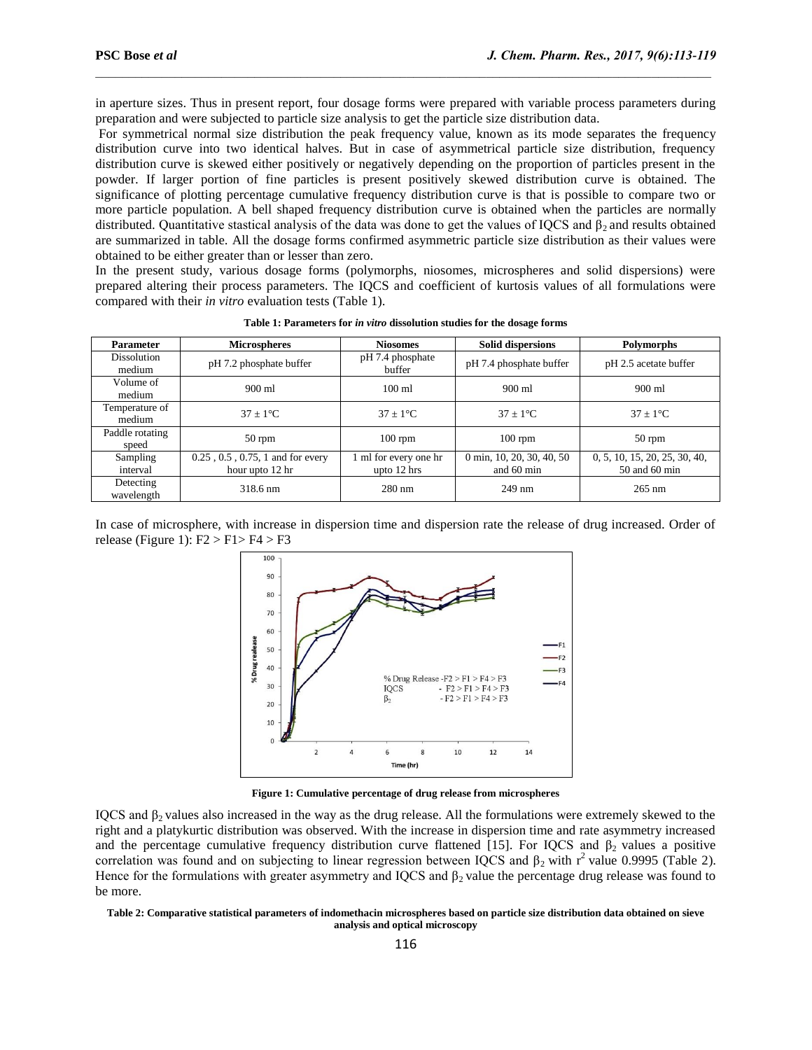in aperture sizes. Thus in present report, four dosage forms were prepared with variable process parameters during preparation and were subjected to particle size analysis to get the particle size distribution data.

For symmetrical normal size distribution the peak frequency value, known as its mode separates the frequency distribution curve into two identical halves. But in case of asymmetrical particle size distribution, frequency distribution curve is skewed either positively or negatively depending on the proportion of particles present in the powder. If larger portion of fine particles is present positively skewed distribution curve is obtained. The significance of plotting percentage cumulative frequency distribution curve is that is possible to compare two or more particle population. A bell shaped frequency distribution curve is obtained when the particles are normally distributed. Quantitative stastical analysis of the data was done to get the values of IQCS and $\beta_2$ and results obtained are summarized in table. All the dosage forms confirmed asymmetric particle size distribution as their values were obtained to be either greater than or lesser than zero.

In the present study, various dosage forms (polymorphs, niosomes, microspheres and solid dispersions) were prepared altering their process parameters. The IQCS and coefficient of kurtosis values of all formulations were compared with their *in vitro* evaluation tests (Table 1).

**Table 1: Parameters for *in vitro* dissolution studies for the dosage forms**

| Parameter | Microspheres | Niosomes | Solid dispersions | Polymorphs |
|---|---|---|---|---|
| Dissolution medium | pH 7.2 phosphate buffer | pH 7.4 phosphate buffer | pH 7.4 phosphate buffer | pH 2.5 acetate buffer |
| Volume of medium | 900 ml | 100 ml | 900 ml | 900 ml |
| Temperature of medium | 37 ± 1°C | 37 ± 1°C | 37 ± 1°C | 37 ± 1°C |
| Paddle rotating speed | 50 rpm | 100 rpm | 100 rpm | 50 rpm |
| Sampling interval | 0.25 , 0.5 , 0.75, 1 and for every hour upto 12 hr | 1 ml for every one hr upto 12 hrs | 0 min, 10, 20, 30, 40, 50 and 60 min | 0, 5, 10, 15, 20, 25, 30, 40, 50 and 60 min |
| Detecting wavelength | 318.6 nm | 280 nm | 249 nm | 265 nm |

In case of microsphere, with increase in dispersion time and dispersion rate the release of drug increased. Order of release (Figure 1): F2 > F1> F4 > F3

**Figure 1: Cumulative percentage of drug release from microspheres**

IQCS and $\beta_2$ values also increased in the way as the drug release. All the formulations were extremely skewed to the right and a platykurtic distribution was observed. With the increase in dispersion time and rate asymmetry increased and the percentage cumulative frequency distribution curve flattened [15]. For IQCS and $\beta_2$ values a positive correlation was found and on subjecting to linear regression between IQCS and $\beta_2$ with $r^2$ value 0.9995 (Table 2). Hence for the formulations with greater asymmetry and IQCS and $\beta_2$ value the percentage drug release was found to be more.

**Table 2: Comparative statistical parameters of indomethacin microspheres based on particle size distribution data obtained on sieve analysis and optical microscopy**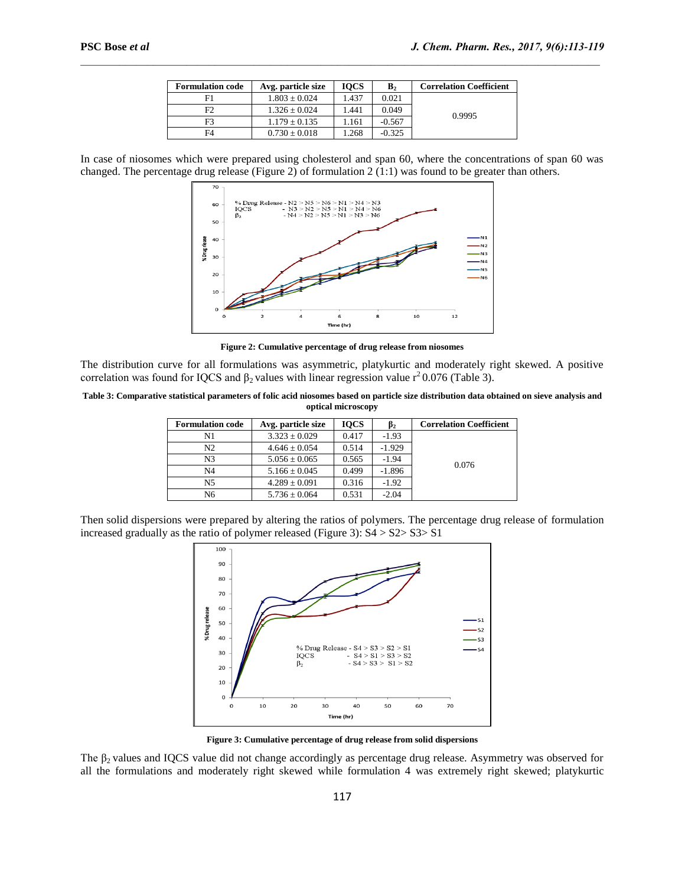| Formulation code | Avg. particle size | IQCS | $B_2$ | Correlation Coefficient |
|---|---|---|---|---|
| F1 | 1.803 ± 0.024 | 1.437 | 0.021 | 0.9995 |
| F2 | 1.326 ± 0.024 | 1.441 | 0.049 | |
| F3 | 1.179 ± 0.135 | 1.161 | -0.567 | |
| F4 | 0.730 ± 0.018 | 1.268 | -0.325 | |

In case of niosomes which were prepared using cholesterol and span 60, where the concentrations of span 60 was changed. The percentage drug release (Figure 2) of formulation 2 (1:1) was found to be greater than others.

**Figure 2: Cumulative percentage of drug release from niosomes**

The distribution curve for all formulations was asymmetric, platykurtic and moderately right skewed. A positive correlation was found for IQCS and $\beta_2$ values with linear regression value $r^2$ 0.076 (Table 3).

**Table 3: Comparative statistical parameters of folic acid niosomes based on particle size distribution data obtained on sieve analysis and optical microscopy**

| Formulation code | Avg. particle size | IQCS | $\beta_2$ | Correlation Coefficient |
|---|---|---|---|---|
| N1 | 3.323 ± 0.029 | 0.417 | -1.93 | 0.076 |
| N2 | 4.646 ± 0.054 | 0.514 | -1.929 | |
| N3 | 5.056 ± 0.065 | 0.565 | -1.94 | |
| N4 | 5.166 ± 0.045 | 0.499 | -1.896 | |
| N5 | 4.289 ± 0.091 | 0.316 | -1.92 | |
| N6 | 5.736 ± 0.064 | 0.531 | -2.04 | |

Then solid dispersions were prepared by altering the ratios of polymers. The percentage drug release of formulation increased gradually as the ratio of polymer released (Figure 3): S4 > S2> S3> S1

**Figure 3: Cumulative percentage of drug release from solid dispersions**

The $\beta_2$ values and IQCS value did not change accordingly as percentage drug release. Asymmetry was observed for all the formulations and moderately right skewed while formulation 4 was extremely right skewed; platykurtic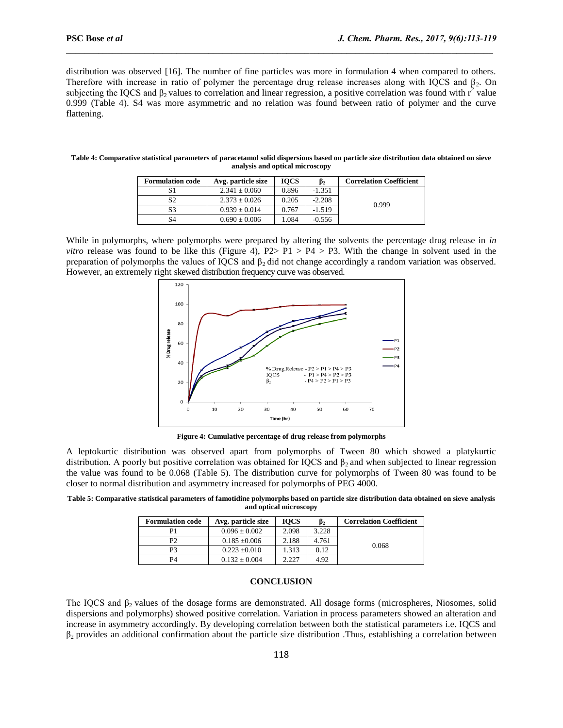distribution was observed [16]. The number of fine particles was more in formulation 4 when compared to others. Therefore with increase in ratio of polymer the percentage drug release increases along with IQCS and $\beta_2$. On subjecting the IQCS and $\beta_2$ values to correlation and linear regression, a positive correlation was found with $r^2$ value 0.999 (Table 4). S4 was more asymmetric and no relation was found between ratio of polymer and the curve flattening.

**Table 4: Comparative statistical parameters of paracetamol solid dispersions based on particle size distribution data obtained on sieve analysis and optical microscopy**

| Formulation code | Avg. particle size | IQCS | $\beta_2$ | Correlation Coefficient |
|---|---|---|---|---|
| S1 | 2.341 ± 0.060 | 0.896 | -1.351 | 0.999 |
| S2 | 2.373 ± 0.026 | 0.205 | -2.208 | |
| S3 | 0.939 ± 0.014 | 0.767 | -1.519 | |
| S4 | 0.690 ± 0.006 | 1.084 | -0.556 | |

While in polymorphs, where polymorphs were prepared by altering the solvents the percentage drug release in *in vitro* release was found to be like this (Figure 4), P2> P1 > P4 > P3. With the change in solvent used in the preparation of polymorphs the values of IQCS and $\beta_2$ did not change accordingly a random variation was observed. However, an extremely right skewed distribution frequency curve was observed.

**Figure 4: Cumulative percentage of drug release from polymorphs**

A leptokurtic distribution was observed apart from polymorphs of Tween 80 which showed a platykurtic distribution. A poorly but positive correlation was obtained for IQCS and $\beta_2$ and when subjected to linear regression the value was found to be 0.068 (Table 5). The distribution curve for polymorphs of Tween 80 was found to be closer to normal distribution and asymmetry increased for polymorphs of PEG 4000.

**Table 5: Comparative statistical parameters of famotidine polymorphs based on particle size distribution data obtained on sieve analysis and optical microscopy**

| Formulation code | Avg. particle size | IQCS | $\beta_2$ | Correlation Coefficient |
|---|---|---|---|---|
| P1 | 0.096 ± 0.002 | 2.098 | 3.228 | 0.068 |
| P2 | 0.185 ±0.006 | 2.188 | 4.761 | |
| P3 | 0.223 ±0.010 | 1.313 | 0.12 | |
| P4 | 0.132 ± 0.004 | 2.227 | 4.92 | |

## CONCLUSION

The IQCS and $\beta_2$ values of the dosage forms are demonstrated. All dosage forms (microspheres, Niosomes, solid dispersions and polymorphs) showed positive correlation. Variation in process parameters showed an alteration and increase in asymmetry accordingly. By developing correlation between both the statistical parameters i.e. IQCS and $\beta_2$ provides an additional confirmation about the particle size distribution .Thus, establishing a correlation between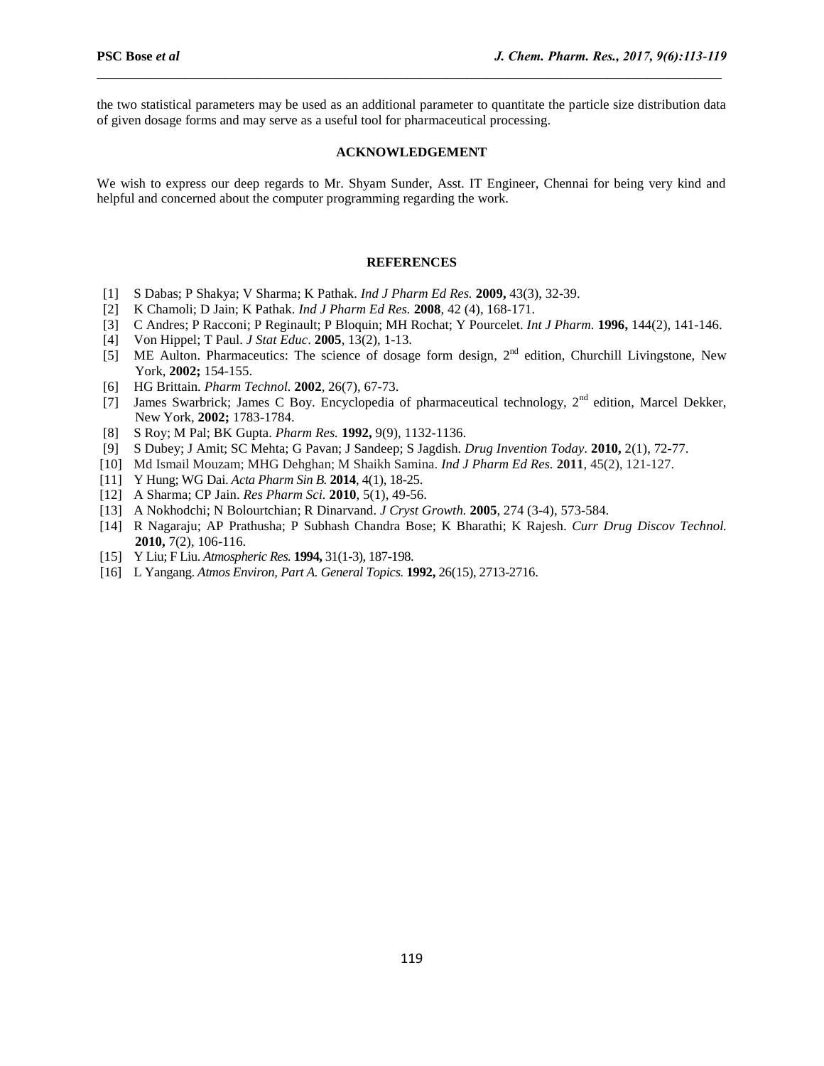the two statistical parameters may be used as an additional parameter to quantitate the particle size distribution data of given dosage forms and may serve as a useful tool for pharmaceutical processing.

## ACKNOWLEDGEMENT

We wish to express our deep regards to Mr. Shyam Sunder, Asst. IT Engineer, Chennai for being very kind and helpful and concerned about the computer programming regarding the work.

## REFERENCES

[1] S Dabas; P Shakya; V Sharma; K Pathak. *Ind J Pharm Ed Res.* **2009,** 43(3), 32-39.

[2] K Chamoli; D Jain; K Pathak. *Ind J Pharm Ed Res.* **2008**, 42 (4), 168-171.

[3] C Andres; P Racconi; P Reginault; P Bloquin; MH Rochat; Y Pourcelet. *Int J Pharm.* **1996,** 144(2), 141-146.

[4] Von Hippel; T Paul. *J Stat Educ*. **2005**, 13(2), 1-13.

[5] ME Aulton. Pharmaceutics: The science of dosage form design, 2nd edition, Churchill Livingstone, New York, **2002;** 154-155.

[6] HG Brittain. *Pharm Technol.* **2002**, 26(7), 67-73.

[7] James Swarbrick; James C Boy. Encyclopedia of pharmaceutical technology, 2nd edition, Marcel Dekker, New York, **2002;** 1783-1784.

[8] S Roy; M Pal; BK Gupta. *Pharm Res.* **1992,** 9(9), 1132-1136.

[9] S Dubey; J Amit; SC Mehta; G Pavan; J Sandeep; S Jagdish. *Drug Invention Today*. **2010,** 2(1), 72-77.

[10] Md Ismail Mouzam; MHG Dehghan; M Shaikh Samina. *Ind J Pharm Ed Res.* **2011**, 45(2), 121-127.

[11] Y Hung; WG Dai. *Acta Pharm Sin B.* **2014**, 4(1), 18-25.

[12] A Sharma; CP Jain. *Res Pharm Sci.* **2010**, 5(1), 49-56.

[13] A Nokhodchi; N Bolourtchian; R Dinarvand. *J Cryst Growth.* **2005**, 274 (3-4), 573-584.

[14] R Nagaraju; AP Prathusha; P Subhash Chandra Bose; K Bharathi; K Rajesh. *Curr Drug Discov Technol.* **2010,** 7(2), 106-116.

[15] Y Liu; F Liu. *Atmospheric Res.* **1994,** 31(1-3), 187-198.

[16] L Yangang. *Atmos Environ, Part A. General Topics.* **1992,** 26(15), 2713-2716.